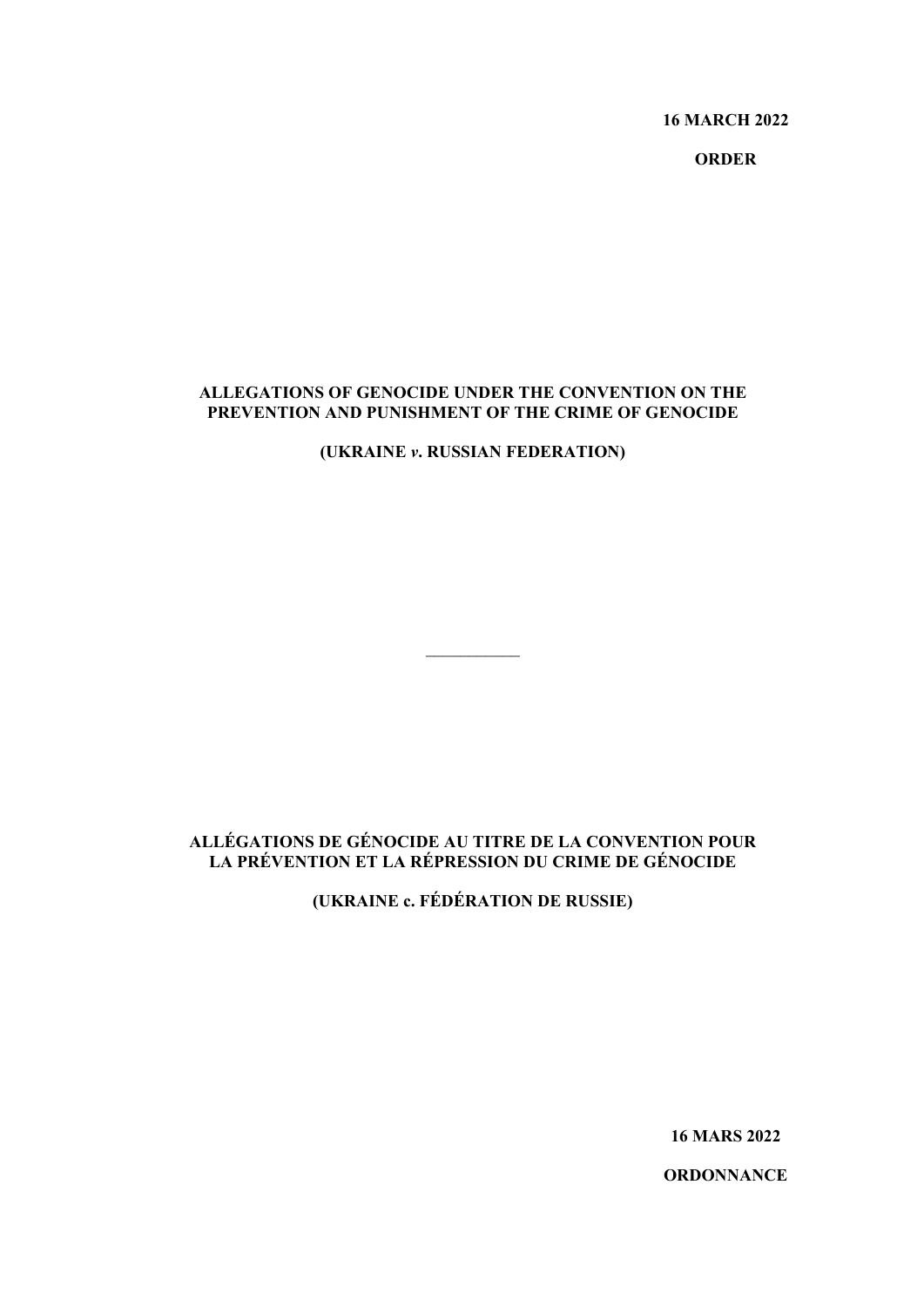**16 MARCH 2022**

**ORDER**

**ALLEGATIONS OF GENOCIDE UNDER THE CONVENTION ON THE PREVENTION AND PUNISHMENT OF THE CRIME OF GENOCIDE**

**(UKRAINE *v.* RUSSIAN FEDERATION)**

---

**ALLÉGATIONS DE GÉNOCIDE AU TITRE DE LA CONVENTION POUR LA PRÉVENTION ET LA RÉPRESSION DU CRIME DE GÉNOCIDE**

**(UKRAINE c. FÉDÉRATION DE RUSSIE)**

**16 MARS 2022**

**ORDONNANCE**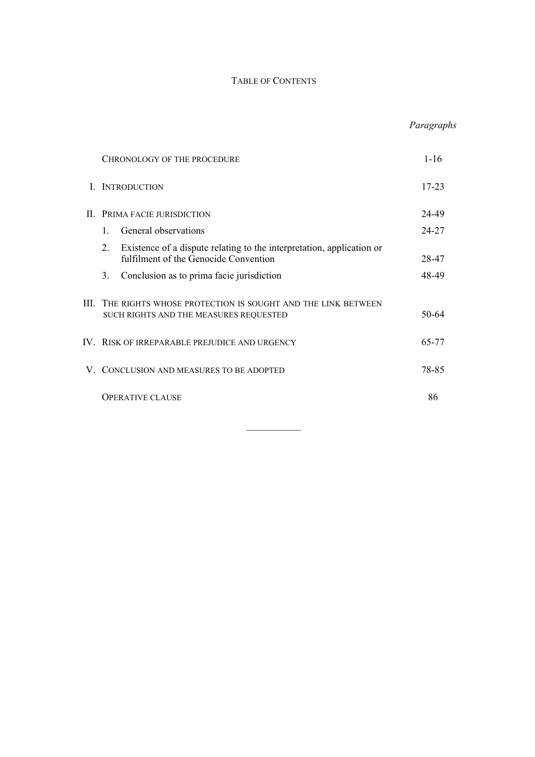# TABLE OF CONTENTS

| | | *Paragraphs* |
|---|---|---|
| | CHRONOLOGY OF THE PROCEDURE | 1-16 |
| I. | INTRODUCTION | 17-23 |
| II. | PRIMA FACIE JURISDICTION | 24-49 |
| | 1. General observations | 24-27 |
| | 2. Existence of a dispute relating to the interpretation, application or fulfilment of the Genocide Convention | 28-47 |
| | 3. Conclusion as to prima facie jurisdiction | 48-49 |
| III. | THE RIGHTS WHOSE PROTECTION IS SOUGHT AND THE LINK BETWEEN SUCH RIGHTS AND THE MEASURES REQUESTED | 50-64 |
| IV. | RISK OF IRREPARABLE PREJUDICE AND URGENCY | 65-77 |
| V. | CONCLUSION AND MEASURES TO BE ADOPTED | 78-85 |
| | OPERATIVE CLAUSE | 86 |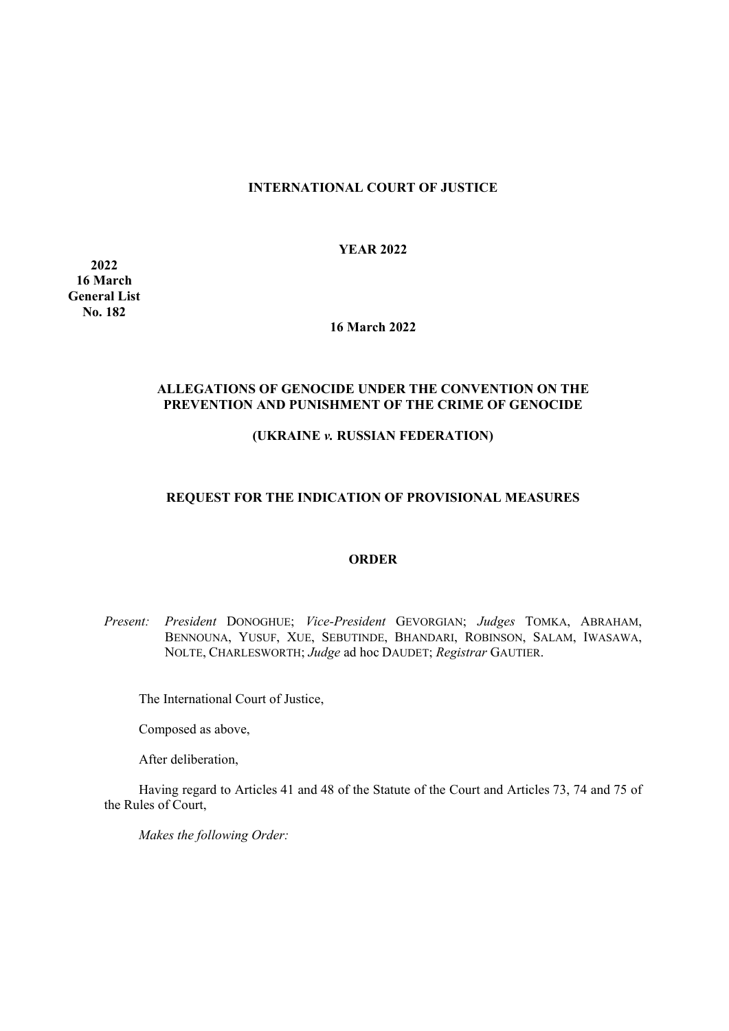**INTERNATIONAL COURT OF JUSTICE**

**YEAR 2022**

**2022**
**16 March**
**General List**
**No. 182**

**16 March 2022**

**ALLEGATIONS OF GENOCIDE UNDER THE CONVENTION ON THE PREVENTION AND PUNISHMENT OF THE CRIME OF GENOCIDE**

**(UKRAINE *v.* RUSSIAN FEDERATION)**

**REQUEST FOR THE INDICATION OF PROVISIONAL MEASURES**

**ORDER**

*Present:* *President* DONOGHUE; *Vice-President* GEVORGIAN; *Judges* TOMKA, ABRAHAM, BENNOUNA, YUSUF, XUE, SEBUTINDE, BHANDARI, ROBINSON, SALAM, IWASAWA, NOLTE, CHARLESWORTH; *Judge* ad hoc DAUDET; *Registrar* GAUTIER.

The International Court of Justice,

Composed as above,

After deliberation,

Having regard to Articles 41 and 48 of the Statute of the Court and Articles 73, 74 and 75 of the Rules of Court,

*Makes the following Order:*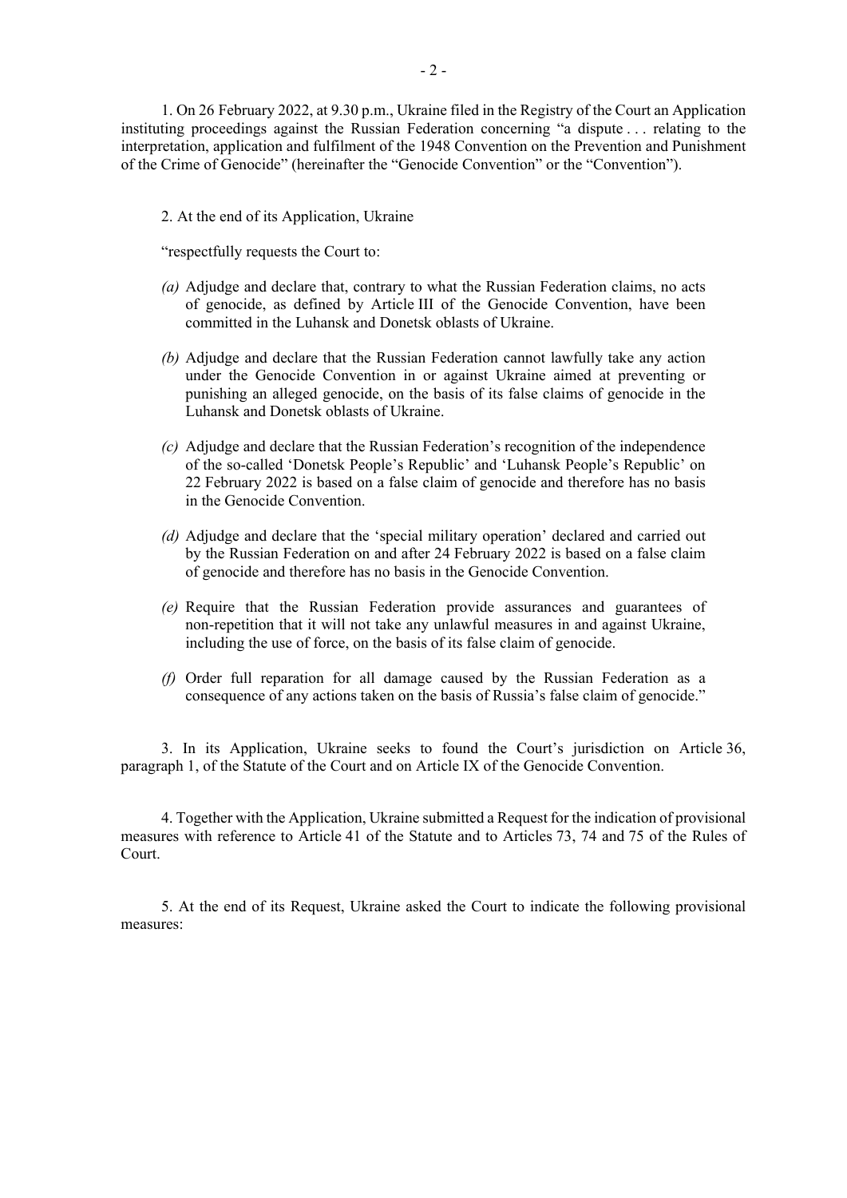1. On 26 February 2022, at 9.30 p.m., Ukraine filed in the Registry of the Court an Application instituting proceedings against the Russian Federation concerning "a dispute . . . relating to the interpretation, application and fulfilment of the 1948 Convention on the Prevention and Punishment of the Crime of Genocide" (hereinafter the "Genocide Convention" or the "Convention").

2. At the end of its Application, Ukraine

"respectfully requests the Court to:

*(a)* Adjudge and declare that, contrary to what the Russian Federation claims, no acts of genocide, as defined by Article III of the Genocide Convention, have been committed in the Luhansk and Donetsk oblasts of Ukraine.

*(b)* Adjudge and declare that the Russian Federation cannot lawfully take any action under the Genocide Convention in or against Ukraine aimed at preventing or punishing an alleged genocide, on the basis of its false claims of genocide in the Luhansk and Donetsk oblasts of Ukraine.

*(c)* Adjudge and declare that the Russian Federation's recognition of the independence of the so-called 'Donetsk People's Republic' and 'Luhansk People's Republic' on 22 February 2022 is based on a false claim of genocide and therefore has no basis in the Genocide Convention.

*(d)* Adjudge and declare that the 'special military operation' declared and carried out by the Russian Federation on and after 24 February 2022 is based on a false claim of genocide and therefore has no basis in the Genocide Convention.

*(e)* Require that the Russian Federation provide assurances and guarantees of non-repetition that it will not take any unlawful measures in and against Ukraine, including the use of force, on the basis of its false claim of genocide.

*(f)* Order full reparation for all damage caused by the Russian Federation as a consequence of any actions taken on the basis of Russia's false claim of genocide."

3. In its Application, Ukraine seeks to found the Court's jurisdiction on Article 36, paragraph 1, of the Statute of the Court and on Article IX of the Genocide Convention.

4. Together with the Application, Ukraine submitted a Request for the indication of provisional measures with reference to Article 41 of the Statute and to Articles 73, 74 and 75 of the Rules of Court.

5. At the end of its Request, Ukraine asked the Court to indicate the following provisional measures: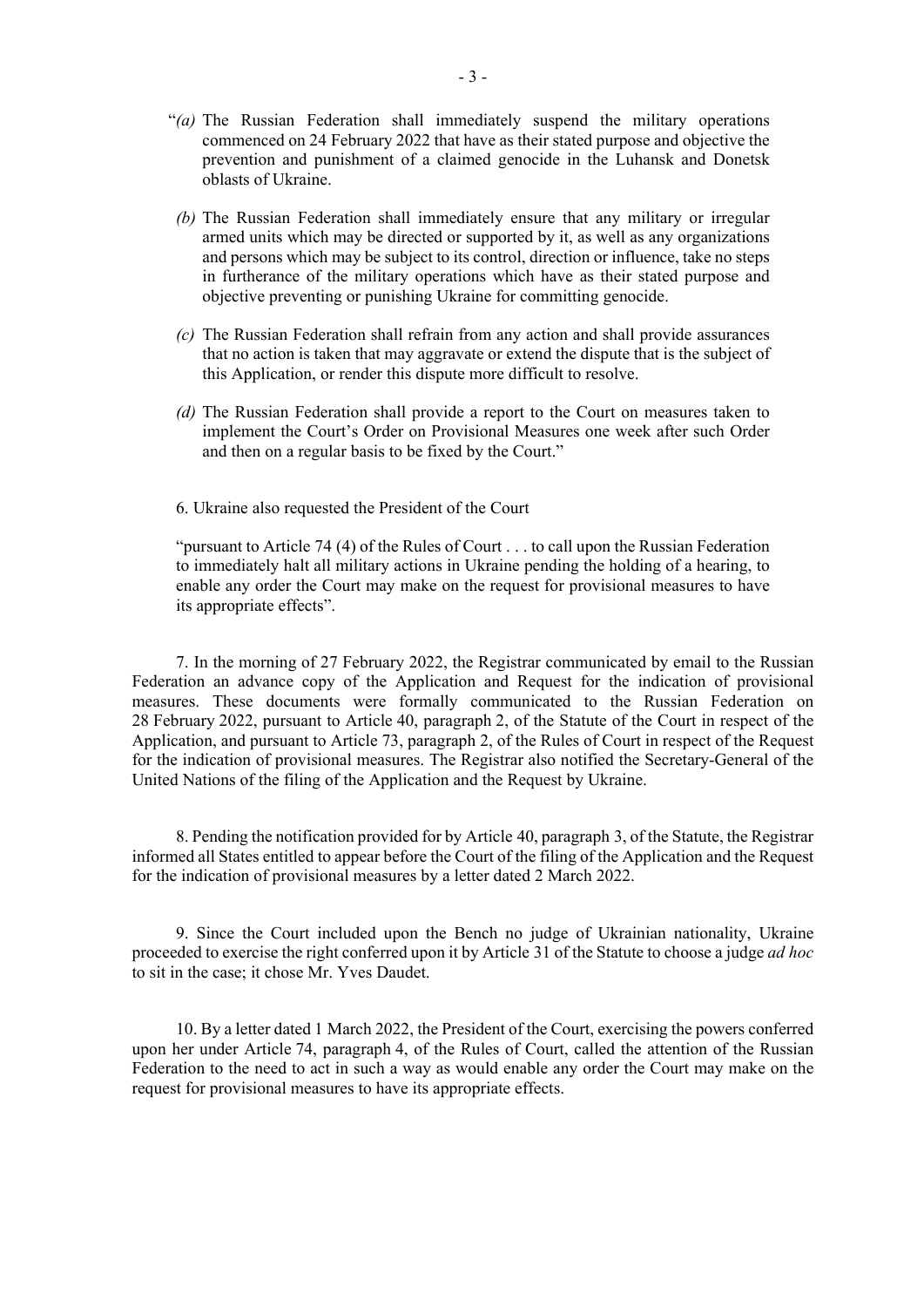"*(a)* The Russian Federation shall immediately suspend the military operations commenced on 24 February 2022 that have as their stated purpose and objective the prevention and punishment of a claimed genocide in the Luhansk and Donetsk oblasts of Ukraine.

*(b)* The Russian Federation shall immediately ensure that any military or irregular armed units which may be directed or supported by it, as well as any organizations and persons which may be subject to its control, direction or influence, take no steps in furtherance of the military operations which have as their stated purpose and objective preventing or punishing Ukraine for committing genocide.

*(c)* The Russian Federation shall refrain from any action and shall provide assurances that no action is taken that may aggravate or extend the dispute that is the subject of this Application, or render this dispute more difficult to resolve.

*(d)* The Russian Federation shall provide a report to the Court on measures taken to implement the Court's Order on Provisional Measures one week after such Order and then on a regular basis to be fixed by the Court."

6. Ukraine also requested the President of the Court

> "pursuant to Article 74 (4) of the Rules of Court . . . to call upon the Russian Federation to immediately halt all military actions in Ukraine pending the holding of a hearing, to enable any order the Court may make on the request for provisional measures to have its appropriate effects".

7. In the morning of 27 February 2022, the Registrar communicated by email to the Russian Federation an advance copy of the Application and Request for the indication of provisional measures. These documents were formally communicated to the Russian Federation on 28 February 2022, pursuant to Article 40, paragraph 2, of the Statute of the Court in respect of the Application, and pursuant to Article 73, paragraph 2, of the Rules of Court in respect of the Request for the indication of provisional measures. The Registrar also notified the Secretary-General of the United Nations of the filing of the Application and the Request by Ukraine.

8. Pending the notification provided for by Article 40, paragraph 3, of the Statute, the Registrar informed all States entitled to appear before the Court of the filing of the Application and the Request for the indication of provisional measures by a letter dated 2 March 2022.

9. Since the Court included upon the Bench no judge of Ukrainian nationality, Ukraine proceeded to exercise the right conferred upon it by Article 31 of the Statute to choose a judge *ad hoc* to sit in the case; it chose Mr. Yves Daudet.

10. By a letter dated 1 March 2022, the President of the Court, exercising the powers conferred upon her under Article 74, paragraph 4, of the Rules of Court, called the attention of the Russian Federation to the need to act in such a way as would enable any order the Court may make on the request for provisional measures to have its appropriate effects.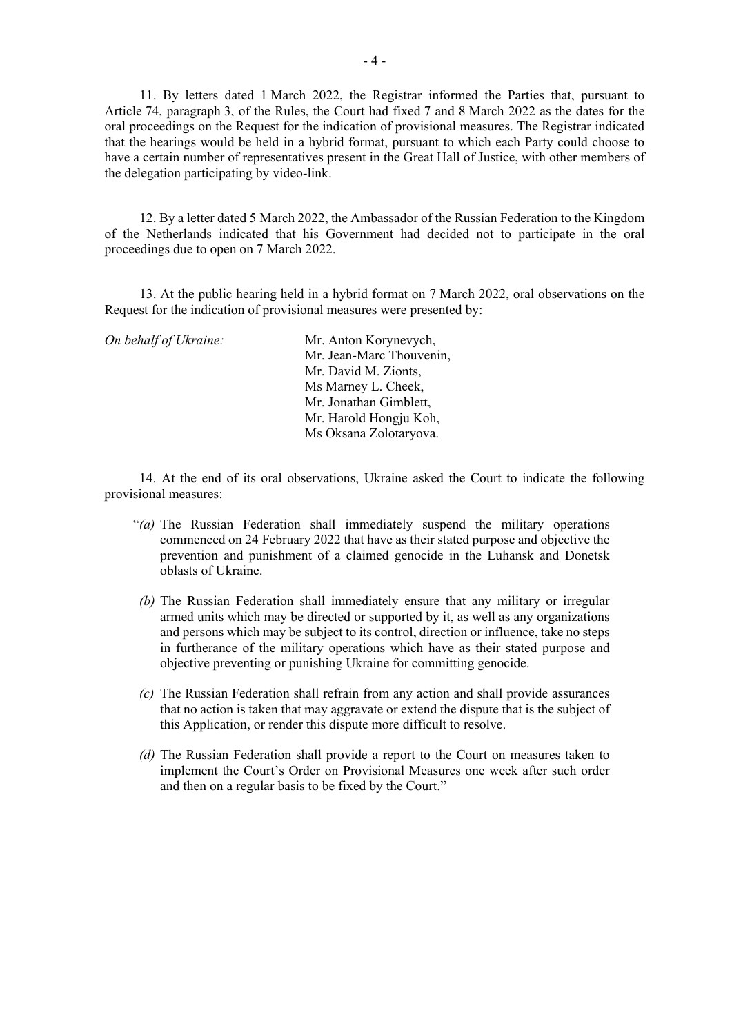11. By letters dated 1 March 2022, the Registrar informed the Parties that, pursuant to Article 74, paragraph 3, of the Rules, the Court had fixed 7 and 8 March 2022 as the dates for the oral proceedings on the Request for the indication of provisional measures. The Registrar indicated that the hearings would be held in a hybrid format, pursuant to which each Party could choose to have a certain number of representatives present in the Great Hall of Justice, with other members of the delegation participating by video-link.

12. By a letter dated 5 March 2022, the Ambassador of the Russian Federation to the Kingdom of the Netherlands indicated that his Government had decided not to participate in the oral proceedings due to open on 7 March 2022.

13. At the public hearing held in a hybrid format on 7 March 2022, oral observations on the Request for the indication of provisional measures were presented by:

*On behalf of Ukraine:*

Mr. Anton Korynevych,
Mr. Jean-Marc Thouvenin,
Mr. David M. Zionts,
Ms Marney L. Cheek,
Mr. Jonathan Gimblett,
Mr. Harold Hongju Koh,
Ms Oksana Zolotaryova.

14. At the end of its oral observations, Ukraine asked the Court to indicate the following provisional measures:

"*(a)* The Russian Federation shall immediately suspend the military operations commenced on 24 February 2022 that have as their stated purpose and objective the prevention and punishment of a claimed genocide in the Luhansk and Donetsk oblasts of Ukraine.

*(b)* The Russian Federation shall immediately ensure that any military or irregular armed units which may be directed or supported by it, as well as any organizations and persons which may be subject to its control, direction or influence, take no steps in furtherance of the military operations which have as their stated purpose and objective preventing or punishing Ukraine for committing genocide.

*(c)* The Russian Federation shall refrain from any action and shall provide assurances that no action is taken that may aggravate or extend the dispute that is the subject of this Application, or render this dispute more difficult to resolve.

*(d)* The Russian Federation shall provide a report to the Court on measures taken to implement the Court's Order on Provisional Measures one week after such order and then on a regular basis to be fixed by the Court."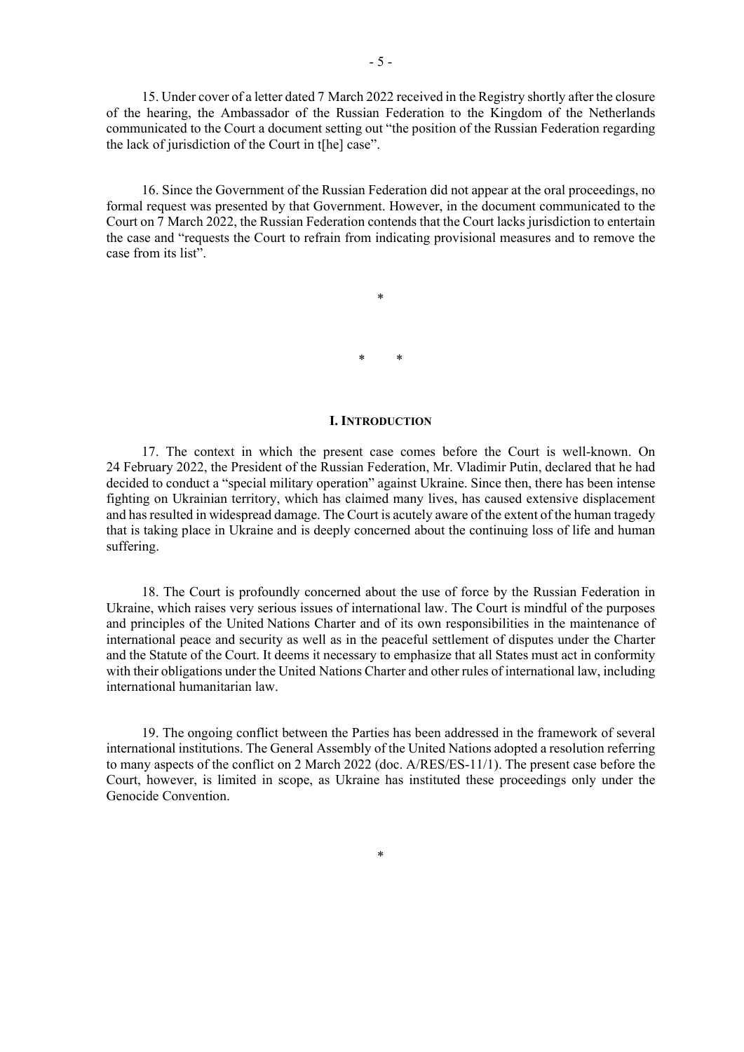15. Under cover of a letter dated 7 March 2022 received in the Registry shortly after the closure of the hearing, the Ambassador of the Russian Federation to the Kingdom of the Netherlands communicated to the Court a document setting out "the position of the Russian Federation regarding the lack of jurisdiction of the Court in t[he] case".

16. Since the Government of the Russian Federation did not appear at the oral proceedings, no formal request was presented by that Government. However, in the document communicated to the Court on 7 March 2022, the Russian Federation contends that the Court lacks jurisdiction to entertain the case and "requests the Court to refrain from indicating provisional measures and to remove the case from its list".

\*

\*   \*

## I. INTRODUCTION

17. The context in which the present case comes before the Court is well-known. On 24 February 2022, the President of the Russian Federation, Mr. Vladimir Putin, declared that he had decided to conduct a "special military operation" against Ukraine. Since then, there has been intense fighting on Ukrainian territory, which has claimed many lives, has caused extensive displacement and has resulted in widespread damage. The Court is acutely aware of the extent of the human tragedy that is taking place in Ukraine and is deeply concerned about the continuing loss of life and human suffering.

18. The Court is profoundly concerned about the use of force by the Russian Federation in Ukraine, which raises very serious issues of international law. The Court is mindful of the purposes and principles of the United Nations Charter and of its own responsibilities in the maintenance of international peace and security as well as in the peaceful settlement of disputes under the Charter and the Statute of the Court. It deems it necessary to emphasize that all States must act in conformity with their obligations under the United Nations Charter and other rules of international law, including international humanitarian law.

19. The ongoing conflict between the Parties has been addressed in the framework of several international institutions. The General Assembly of the United Nations adopted a resolution referring to many aspects of the conflict on 2 March 2022 (doc. A/RES/ES-11/1). The present case before the Court, however, is limited in scope, as Ukraine has instituted these proceedings only under the Genocide Convention.

\*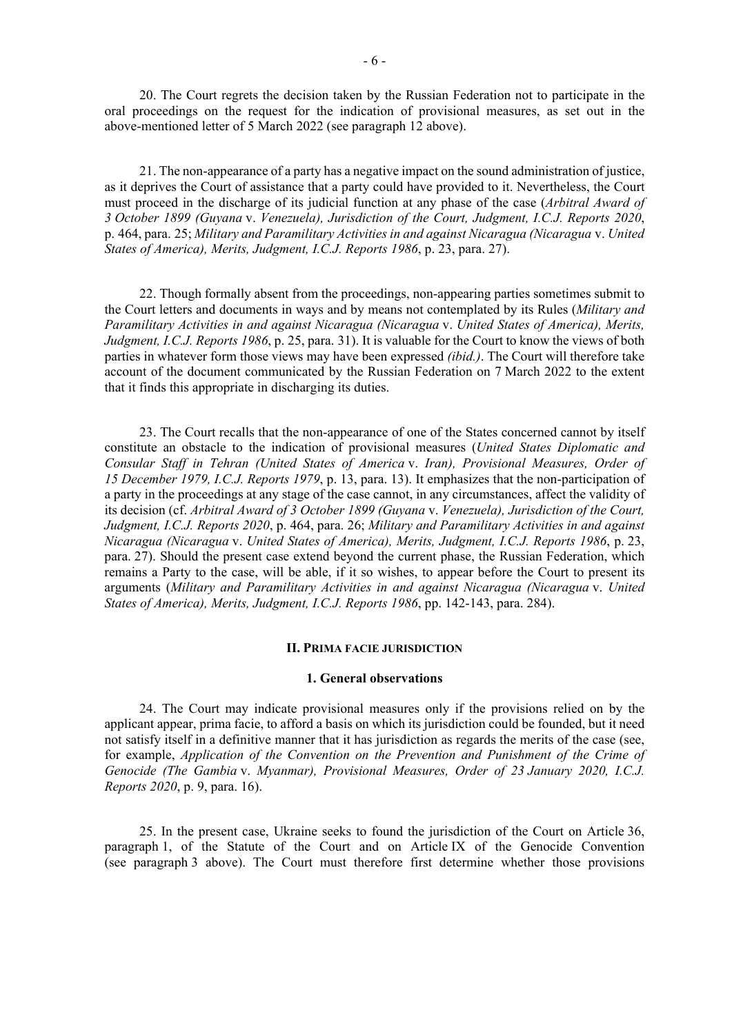20. The Court regrets the decision taken by the Russian Federation not to participate in the oral proceedings on the request for the indication of provisional measures, as set out in the above-mentioned letter of 5 March 2022 (see paragraph 12 above).

21. The non-appearance of a party has a negative impact on the sound administration of justice, as it deprives the Court of assistance that a party could have provided to it. Nevertheless, the Court must proceed in the discharge of its judicial function at any phase of the case (*Arbitral Award of 3 October 1899 (Guyana* v. *Venezuela), Jurisdiction of the Court, Judgment, I.C.J. Reports 2020*, p. 464, para. 25; *Military and Paramilitary Activities in and against Nicaragua (Nicaragua* v. *United States of America), Merits, Judgment, I.C.J. Reports 1986*, p. 23, para. 27).

22. Though formally absent from the proceedings, non-appearing parties sometimes submit to the Court letters and documents in ways and by means not contemplated by its Rules (*Military and Paramilitary Activities in and against Nicaragua (Nicaragua* v. *United States of America), Merits, Judgment, I.C.J. Reports 1986*, p. 25, para. 31). It is valuable for the Court to know the views of both parties in whatever form those views may have been expressed *(ibid.)*. The Court will therefore take account of the document communicated by the Russian Federation on 7 March 2022 to the extent that it finds this appropriate in discharging its duties.

23. The Court recalls that the non-appearance of one of the States concerned cannot by itself constitute an obstacle to the indication of provisional measures (*United States Diplomatic and Consular Staff in Tehran (United States of America* v. *Iran), Provisional Measures, Order of 15 December 1979, I.C.J. Reports 1979*, p. 13, para. 13). It emphasizes that the non-participation of a party in the proceedings at any stage of the case cannot, in any circumstances, affect the validity of its decision (cf. *Arbitral Award of 3 October 1899 (Guyana* v. *Venezuela), Jurisdiction of the Court, Judgment, I.C.J. Reports 2020*, p. 464, para. 26; *Military and Paramilitary Activities in and against Nicaragua (Nicaragua* v. *United States of America), Merits, Judgment, I.C.J. Reports 1986*, p. 23, para. 27). Should the present case extend beyond the current phase, the Russian Federation, which remains a Party to the case, will be able, if it so wishes, to appear before the Court to present its arguments (*Military and Paramilitary Activities in and against Nicaragua (Nicaragua* v. *United States of America), Merits, Judgment, I.C.J. Reports 1986*, pp. 142-143, para. 284).

## II. PRIMA FACIE JURISDICTION

### 1. General observations

24. The Court may indicate provisional measures only if the provisions relied on by the applicant appear, prima facie, to afford a basis on which its jurisdiction could be founded, but it need not satisfy itself in a definitive manner that it has jurisdiction as regards the merits of the case (see, for example, *Application of the Convention on the Prevention and Punishment of the Crime of Genocide (The Gambia* v. *Myanmar), Provisional Measures, Order of 23 January 2020, I.C.J. Reports 2020*, p. 9, para. 16).

25. In the present case, Ukraine seeks to found the jurisdiction of the Court on Article 36, paragraph 1, of the Statute of the Court and on Article IX of the Genocide Convention (see paragraph 3 above). The Court must therefore first determine whether those provisions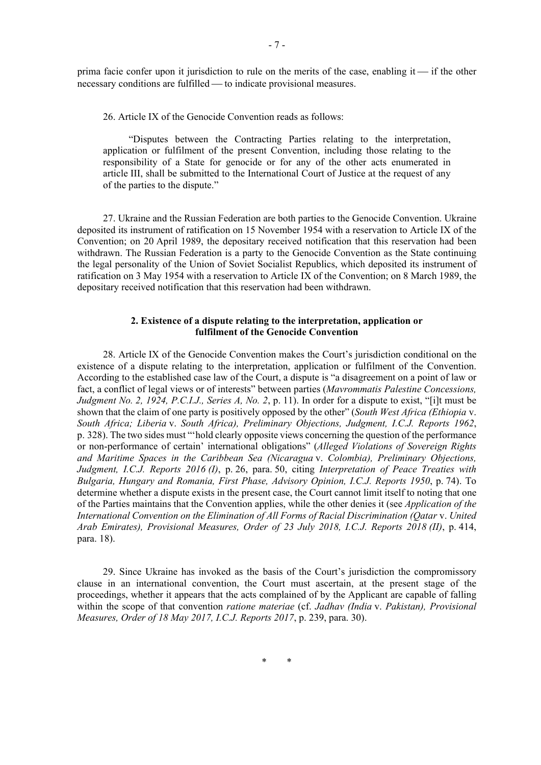prima facie confer upon it jurisdiction to rule on the merits of the case, enabling it — if the other necessary conditions are fulfilled — to indicate provisional measures.

26. Article IX of the Genocide Convention reads as follows:

> "Disputes between the Contracting Parties relating to the interpretation, application or fulfilment of the present Convention, including those relating to the responsibility of a State for genocide or for any of the other acts enumerated in article III, shall be submitted to the International Court of Justice at the request of any of the parties to the dispute."

27. Ukraine and the Russian Federation are both parties to the Genocide Convention. Ukraine deposited its instrument of ratification on 15 November 1954 with a reservation to Article IX of the Convention; on 20 April 1989, the depositary received notification that this reservation had been withdrawn. The Russian Federation is a party to the Genocide Convention as the State continuing the legal personality of the Union of Soviet Socialist Republics, which deposited its instrument of ratification on 3 May 1954 with a reservation to Article IX of the Convention; on 8 March 1989, the depositary received notification that this reservation had been withdrawn.

**2. Existence of a dispute relating to the interpretation, application or fulfilment of the Genocide Convention**

28. Article IX of the Genocide Convention makes the Court's jurisdiction conditional on the existence of a dispute relating to the interpretation, application or fulfilment of the Convention. According to the established case law of the Court, a dispute is "a disagreement on a point of law or fact, a conflict of legal views or of interests" between parties (*Mavrommatis Palestine Concessions, Judgment No. 2, 1924, P.C.I.J., Series A, No. 2*, p. 11). In order for a dispute to exist, "[i]t must be shown that the claim of one party is positively opposed by the other" (*South West Africa (Ethiopia* v. *South Africa; Liberia* v. *South Africa), Preliminary Objections, Judgment, I.C.J. Reports 1962*, p. 328). The two sides must "'hold clearly opposite views concerning the question of the performance or non-performance of certain' international obligations" (*Alleged Violations of Sovereign Rights and Maritime Spaces in the Caribbean Sea (Nicaragua* v. *Colombia), Preliminary Objections, Judgment, I.C.J. Reports 2016 (I)*, p. 26, para. 50, citing *Interpretation of Peace Treaties with Bulgaria, Hungary and Romania, First Phase, Advisory Opinion, I.C.J. Reports 1950*, p. 74). To determine whether a dispute exists in the present case, the Court cannot limit itself to noting that one of the Parties maintains that the Convention applies, while the other denies it (see *Application of the International Convention on the Elimination of All Forms of Racial Discrimination (Qatar* v. *United Arab Emirates), Provisional Measures, Order of 23 July 2018, I.C.J. Reports 2018 (II)*, p. 414, para. 18).

29. Since Ukraine has invoked as the basis of the Court's jurisdiction the compromissory clause in an international convention, the Court must ascertain, at the present stage of the proceedings, whether it appears that the acts complained of by the Applicant are capable of falling within the scope of that convention *ratione materiae* (cf. *Jadhav (India* v. *Pakistan), Provisional Measures, Order of 18 May 2017, I.C.J. Reports 2017*, p. 239, para. 30).

\*     \*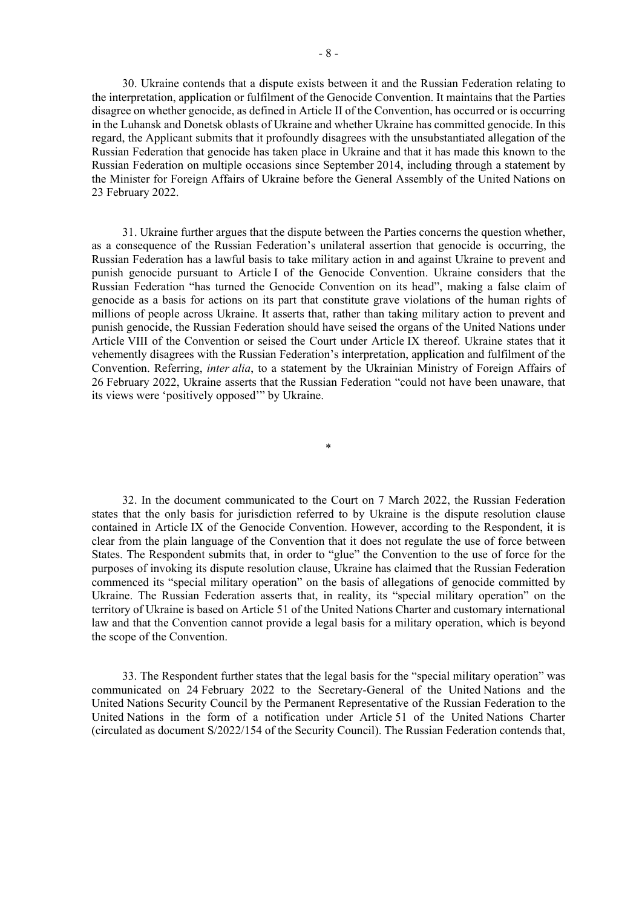30. Ukraine contends that a dispute exists between it and the Russian Federation relating to the interpretation, application or fulfilment of the Genocide Convention. It maintains that the Parties disagree on whether genocide, as defined in Article II of the Convention, has occurred or is occurring in the Luhansk and Donetsk oblasts of Ukraine and whether Ukraine has committed genocide. In this regard, the Applicant submits that it profoundly disagrees with the unsubstantiated allegation of the Russian Federation that genocide has taken place in Ukraine and that it has made this known to the Russian Federation on multiple occasions since September 2014, including through a statement by the Minister for Foreign Affairs of Ukraine before the General Assembly of the United Nations on 23 February 2022.

31. Ukraine further argues that the dispute between the Parties concerns the question whether, as a consequence of the Russian Federation's unilateral assertion that genocide is occurring, the Russian Federation has a lawful basis to take military action in and against Ukraine to prevent and punish genocide pursuant to Article I of the Genocide Convention. Ukraine considers that the Russian Federation "has turned the Genocide Convention on its head", making a false claim of genocide as a basis for actions on its part that constitute grave violations of the human rights of millions of people across Ukraine. It asserts that, rather than taking military action to prevent and punish genocide, the Russian Federation should have seised the organs of the United Nations under Article VIII of the Convention or seised the Court under Article IX thereof. Ukraine states that it vehemently disagrees with the Russian Federation's interpretation, application and fulfilment of the Convention. Referring, *inter alia*, to a statement by the Ukrainian Ministry of Foreign Affairs of 26 February 2022, Ukraine asserts that the Russian Federation "could not have been unaware, that its views were 'positively opposed'" by Ukraine.

*

32. In the document communicated to the Court on 7 March 2022, the Russian Federation states that the only basis for jurisdiction referred to by Ukraine is the dispute resolution clause contained in Article IX of the Genocide Convention. However, according to the Respondent, it is clear from the plain language of the Convention that it does not regulate the use of force between States. The Respondent submits that, in order to "glue" the Convention to the use of force for the purposes of invoking its dispute resolution clause, Ukraine has claimed that the Russian Federation commenced its "special military operation" on the basis of allegations of genocide committed by Ukraine. The Russian Federation asserts that, in reality, its "special military operation" on the territory of Ukraine is based on Article 51 of the United Nations Charter and customary international law and that the Convention cannot provide a legal basis for a military operation, which is beyond the scope of the Convention.

33. The Respondent further states that the legal basis for the "special military operation" was communicated on 24 February 2022 to the Secretary-General of the United Nations and the United Nations Security Council by the Permanent Representative of the Russian Federation to the United Nations in the form of a notification under Article 51 of the United Nations Charter (circulated as document S/2022/154 of the Security Council). The Russian Federation contends that,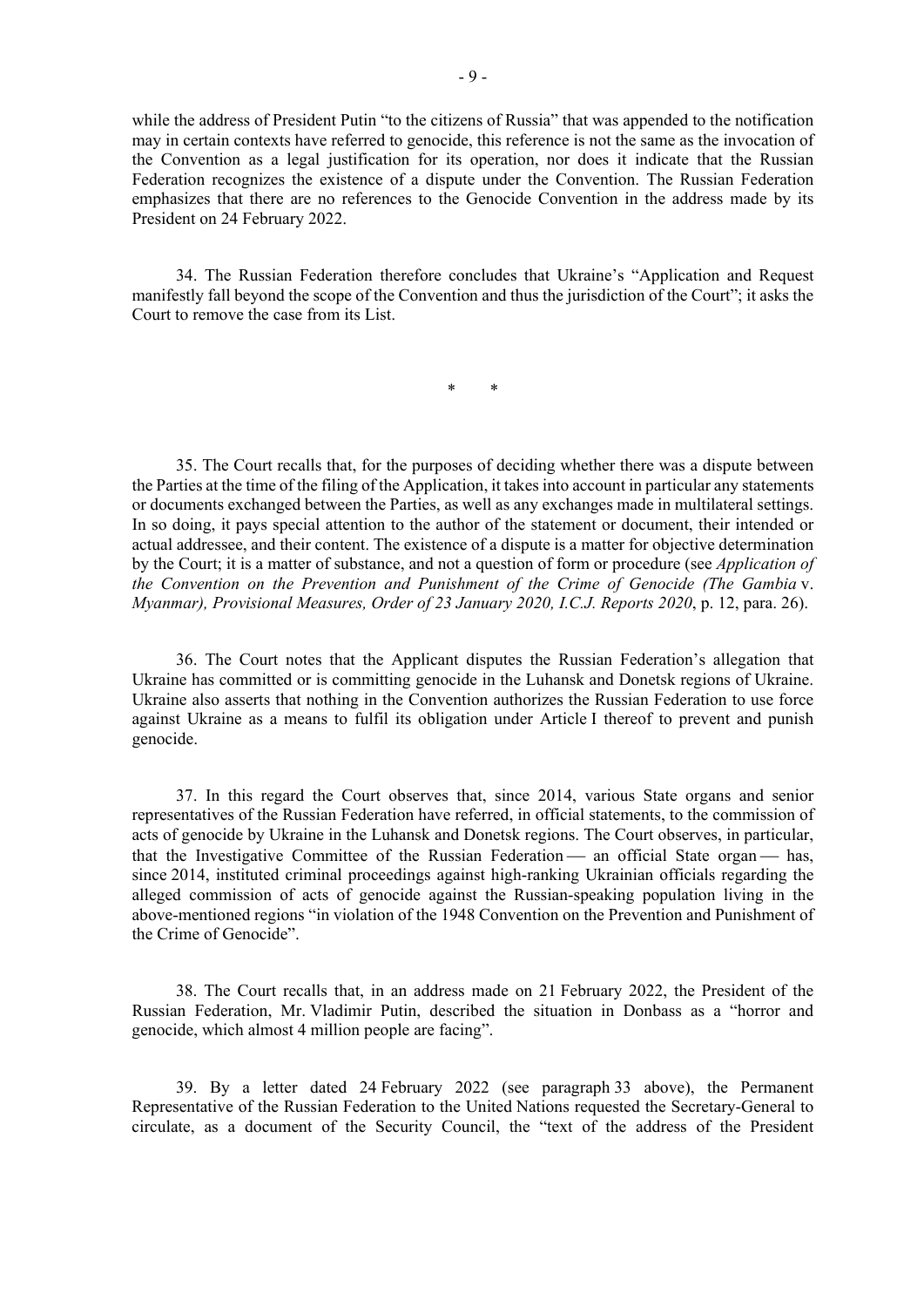while the address of President Putin "to the citizens of Russia" that was appended to the notification may in certain contexts have referred to genocide, this reference is not the same as the invocation of the Convention as a legal justification for its operation, nor does it indicate that the Russian Federation recognizes the existence of a dispute under the Convention. The Russian Federation emphasizes that there are no references to the Genocide Convention in the address made by its President on 24 February 2022.

34. The Russian Federation therefore concludes that Ukraine's "Application and Request manifestly fall beyond the scope of the Convention and thus the jurisdiction of the Court"; it asks the Court to remove the case from its List.

\* \*

35. The Court recalls that, for the purposes of deciding whether there was a dispute between the Parties at the time of the filing of the Application, it takes into account in particular any statements or documents exchanged between the Parties, as well as any exchanges made in multilateral settings. In so doing, it pays special attention to the author of the statement or document, their intended or actual addressees, and their content. The existence of a dispute is a matter for objective determination by the Court; it is a matter of substance, and not a question of form or procedure (see *Application of the Convention on the Prevention and Punishment of the Crime of Genocide (The Gambia* v. *Myanmar), Provisional Measures, Order of 23 January 2020, I.C.J. Reports 2020*, p. 12, para. 26).

36. The Court notes that the Applicant disputes the Russian Federation's allegation that Ukraine has committed or is committing genocide in the Luhansk and Donetsk regions of Ukraine. Ukraine also asserts that nothing in the Convention authorizes the Russian Federation to use force against Ukraine as a means to fulfil its obligation under Article I thereof to prevent and punish genocide.

37. In this regard the Court observes that, since 2014, various State organs and senior representatives of the Russian Federation have referred, in official statements, to the commission of acts of genocide by Ukraine in the Luhansk and Donetsk regions. The Court observes, in particular, that the Investigative Committee of the Russian Federation — an official State organ — has, since 2014, instituted criminal proceedings against high-ranking Ukrainian officials regarding the alleged commission of acts of genocide against the Russian-speaking population living in the above-mentioned regions "in violation of the 1948 Convention on the Prevention and Punishment of the Crime of Genocide".

38. The Court recalls that, in an address made on 21 February 2022, the President of the Russian Federation, Mr. Vladimir Putin, described the situation in Donbass as a "horror and genocide, which almost 4 million people are facing".

39. By a letter dated 24 February 2022 (see paragraph 33 above), the Permanent Representative of the Russian Federation to the United Nations requested the Secretary-General to circulate, as a document of the Security Council, the "text of the address of the President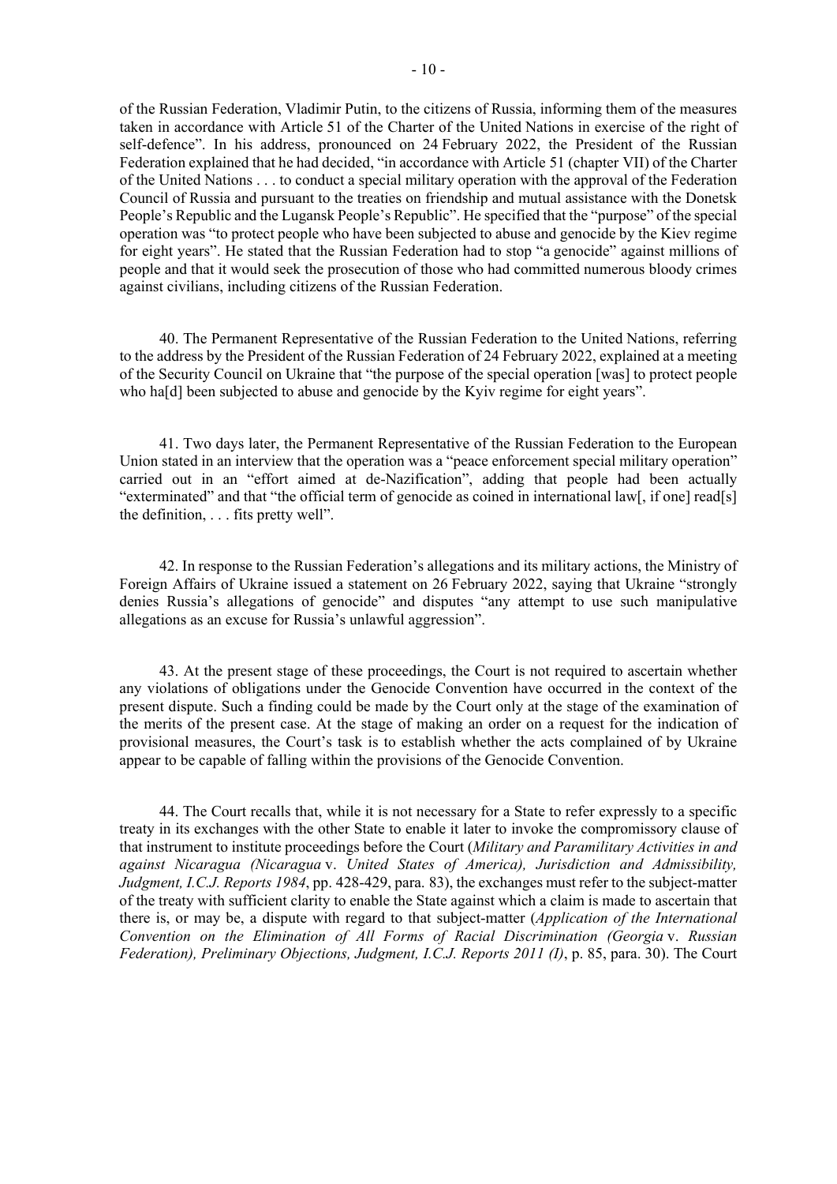of the Russian Federation, Vladimir Putin, to the citizens of Russia, informing them of the measures taken in accordance with Article 51 of the Charter of the United Nations in exercise of the right of self-defence". In his address, pronounced on 24 February 2022, the President of the Russian Federation explained that he had decided, "in accordance with Article 51 (chapter VII) of the Charter of the United Nations . . . to conduct a special military operation with the approval of the Federation Council of Russia and pursuant to the treaties on friendship and mutual assistance with the Donetsk People's Republic and the Lugansk People's Republic". He specified that the "purpose" of the special operation was "to protect people who have been subjected to abuse and genocide by the Kiev regime for eight years". He stated that the Russian Federation had to stop "a genocide" against millions of people and that it would seek the prosecution of those who had committed numerous bloody crimes against civilians, including citizens of the Russian Federation.

40. The Permanent Representative of the Russian Federation to the United Nations, referring to the address by the President of the Russian Federation of 24 February 2022, explained at a meeting of the Security Council on Ukraine that "the purpose of the special operation [was] to protect people who ha[d] been subjected to abuse and genocide by the Kyiv regime for eight years".

41. Two days later, the Permanent Representative of the Russian Federation to the European Union stated in an interview that the operation was a "peace enforcement special military operation" carried out in an "effort aimed at de-Nazification", adding that people had been actually "exterminated" and that "the official term of genocide as coined in international law[, if one] read[s] the definition, . . . fits pretty well".

42. In response to the Russian Federation's allegations and its military actions, the Ministry of Foreign Affairs of Ukraine issued a statement on 26 February 2022, saying that Ukraine "strongly denies Russia's allegations of genocide" and disputes "any attempt to use such manipulative allegations as an excuse for Russia's unlawful aggression".

43. At the present stage of these proceedings, the Court is not required to ascertain whether any violations of obligations under the Genocide Convention have occurred in the context of the present dispute. Such a finding could be made by the Court only at the stage of the examination of the merits of the present case. At the stage of making an order on a request for the indication of provisional measures, the Court's task is to establish whether the acts complained of by Ukraine appear to be capable of falling within the provisions of the Genocide Convention.

44. The Court recalls that, while it is not necessary for a State to refer expressly to a specific treaty in its exchanges with the other State to enable it later to invoke the compromissory clause of that instrument to institute proceedings before the Court (*Military and Paramilitary Activities in and against Nicaragua (Nicaragua* v. *United States of America), Jurisdiction and Admissibility, Judgment, I.C.J. Reports 1984*, pp. 428-429, para. 83), the exchanges must refer to the subject-matter of the treaty with sufficient clarity to enable the State against which a claim is made to ascertain that there is, or may be, a dispute with regard to that subject-matter (*Application of the International Convention on the Elimination of All Forms of Racial Discrimination (Georgia* v. *Russian Federation), Preliminary Objections, Judgment, I.C.J. Reports 2011 (I)*, p. 85, para. 30). The Court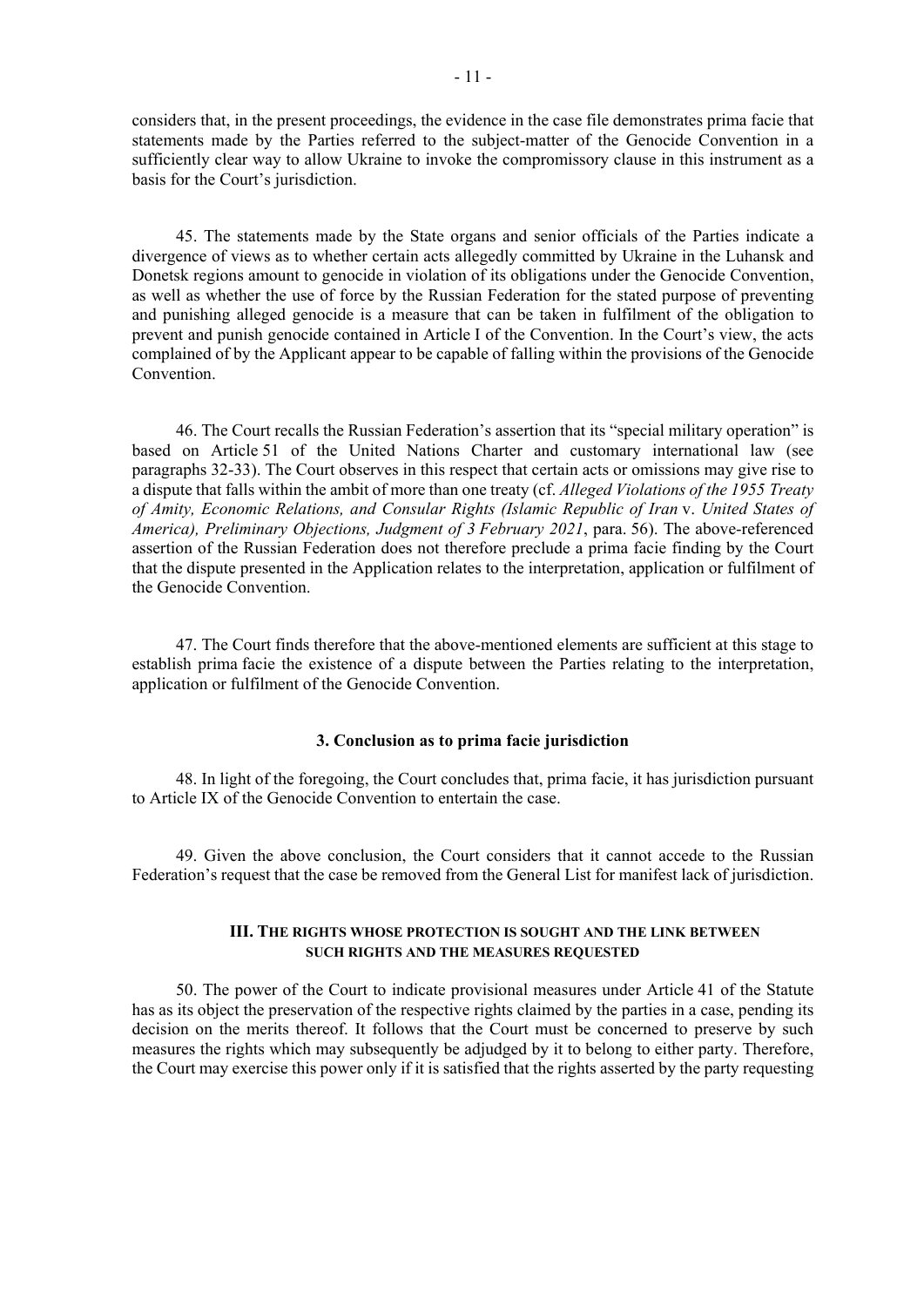considers that, in the present proceedings, the evidence in the case file demonstrates prima facie that statements made by the Parties referred to the subject-matter of the Genocide Convention in a sufficiently clear way to allow Ukraine to invoke the compromissory clause in this instrument as a basis for the Court's jurisdiction.

45. The statements made by the State organs and senior officials of the Parties indicate a divergence of views as to whether certain acts allegedly committed by Ukraine in the Luhansk and Donetsk regions amount to genocide in violation of its obligations under the Genocide Convention, as well as whether the use of force by the Russian Federation for the stated purpose of preventing and punishing alleged genocide is a measure that can be taken in fulfilment of the obligation to prevent and punish genocide contained in Article I of the Convention. In the Court's view, the acts complained of by the Applicant appear to be capable of falling within the provisions of the Genocide Convention.

46. The Court recalls the Russian Federation's assertion that its "special military operation" is based on Article 51 of the United Nations Charter and customary international law (see paragraphs 32-33). The Court observes in this respect that certain acts or omissions may give rise to a dispute that falls within the ambit of more than one treaty (cf. *Alleged Violations of the 1955 Treaty of Amity, Economic Relations, and Consular Rights (Islamic Republic of Iran* v. *United States of America), Preliminary Objections, Judgment of 3 February 2021*, para. 56). The above-referenced assertion of the Russian Federation does not therefore preclude a prima facie finding by the Court that the dispute presented in the Application relates to the interpretation, application or fulfilment of the Genocide Convention.

47. The Court finds therefore that the above-mentioned elements are sufficient at this stage to establish prima facie the existence of a dispute between the Parties relating to the interpretation, application or fulfilment of the Genocide Convention.

### 3. Conclusion as to prima facie jurisdiction

48. In light of the foregoing, the Court concludes that, prima facie, it has jurisdiction pursuant to Article IX of the Genocide Convention to entertain the case.

49. Given the above conclusion, the Court considers that it cannot accede to the Russian Federation's request that the case be removed from the General List for manifest lack of jurisdiction.

## III. The rights whose protection is sought and the link between such rights and the measures requested

50. The power of the Court to indicate provisional measures under Article 41 of the Statute has as its object the preservation of the respective rights claimed by the parties in a case, pending its decision on the merits thereof. It follows that the Court must be concerned to preserve by such measures the rights which may subsequently be adjudged by it to belong to either party. Therefore, the Court may exercise this power only if it is satisfied that the rights asserted by the party requesting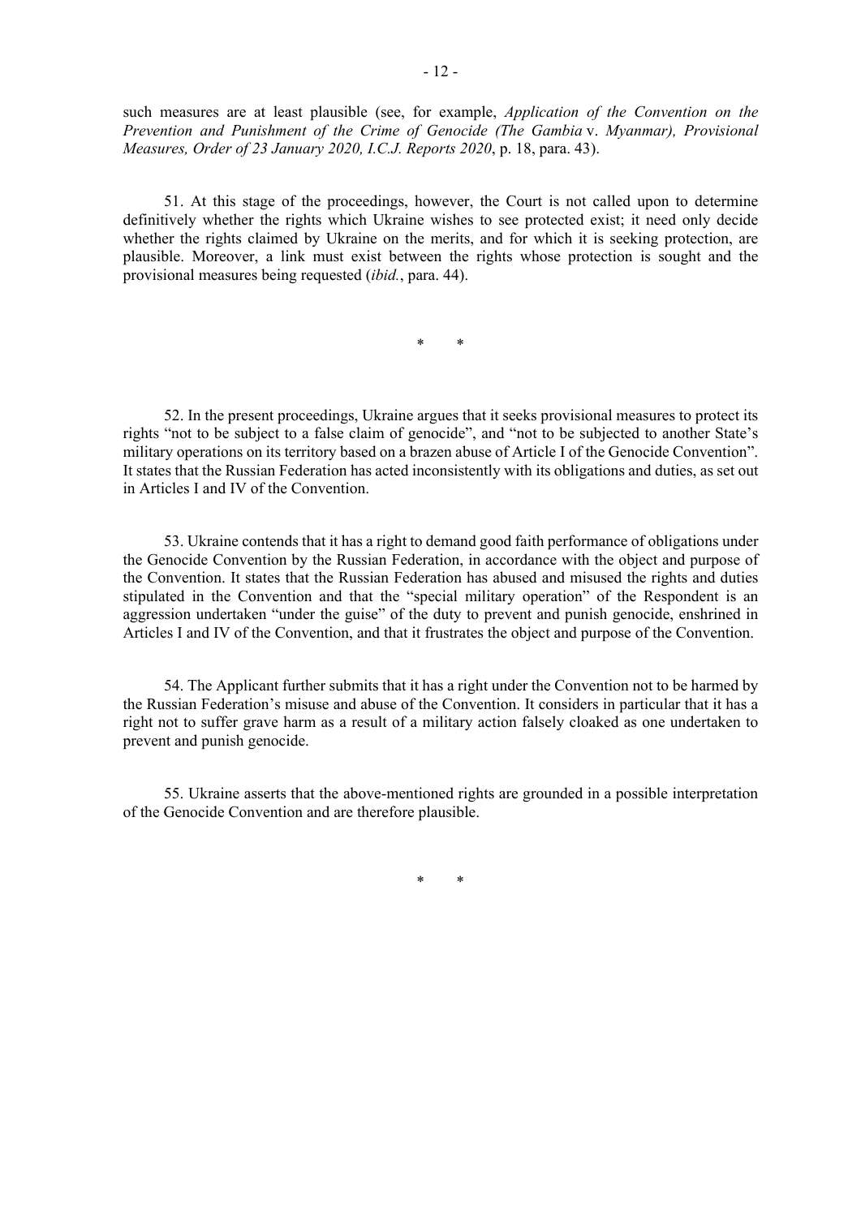such measures are at least plausible (see, for example, *Application of the Convention on the Prevention and Punishment of the Crime of Genocide (The Gambia* v. *Myanmar), Provisional Measures, Order of 23 January 2020, I.C.J. Reports 2020*, p. 18, para. 43).

51. At this stage of the proceedings, however, the Court is not called upon to determine definitively whether the rights which Ukraine wishes to see protected exist; it need only decide whether the rights claimed by Ukraine on the merits, and for which it is seeking protection, are plausible. Moreover, a link must exist between the rights whose protection is sought and the provisional measures being requested (*ibid.*, para. 44).

\* \*

52. In the present proceedings, Ukraine argues that it seeks provisional measures to protect its rights "not to be subject to a false claim of genocide", and "not to be subjected to another State's military operations on its territory based on a brazen abuse of Article I of the Genocide Convention". It states that the Russian Federation has acted inconsistently with its obligations and duties, as set out in Articles I and IV of the Convention.

53. Ukraine contends that it has a right to demand good faith performance of obligations under the Genocide Convention by the Russian Federation, in accordance with the object and purpose of the Convention. It states that the Russian Federation has abused and misused the rights and duties stipulated in the Convention and that the "special military operation" of the Respondent is an aggression undertaken "under the guise" of the duty to prevent and punish genocide, enshrined in Articles I and IV of the Convention, and that it frustrates the object and purpose of the Convention.

54. The Applicant further submits that it has a right under the Convention not to be harmed by the Russian Federation's misuse and abuse of the Convention. It considers in particular that it has a right not to suffer grave harm as a result of a military action falsely cloaked as one undertaken to prevent and punish genocide.

55. Ukraine asserts that the above-mentioned rights are grounded in a possible interpretation of the Genocide Convention and are therefore plausible.

\* \*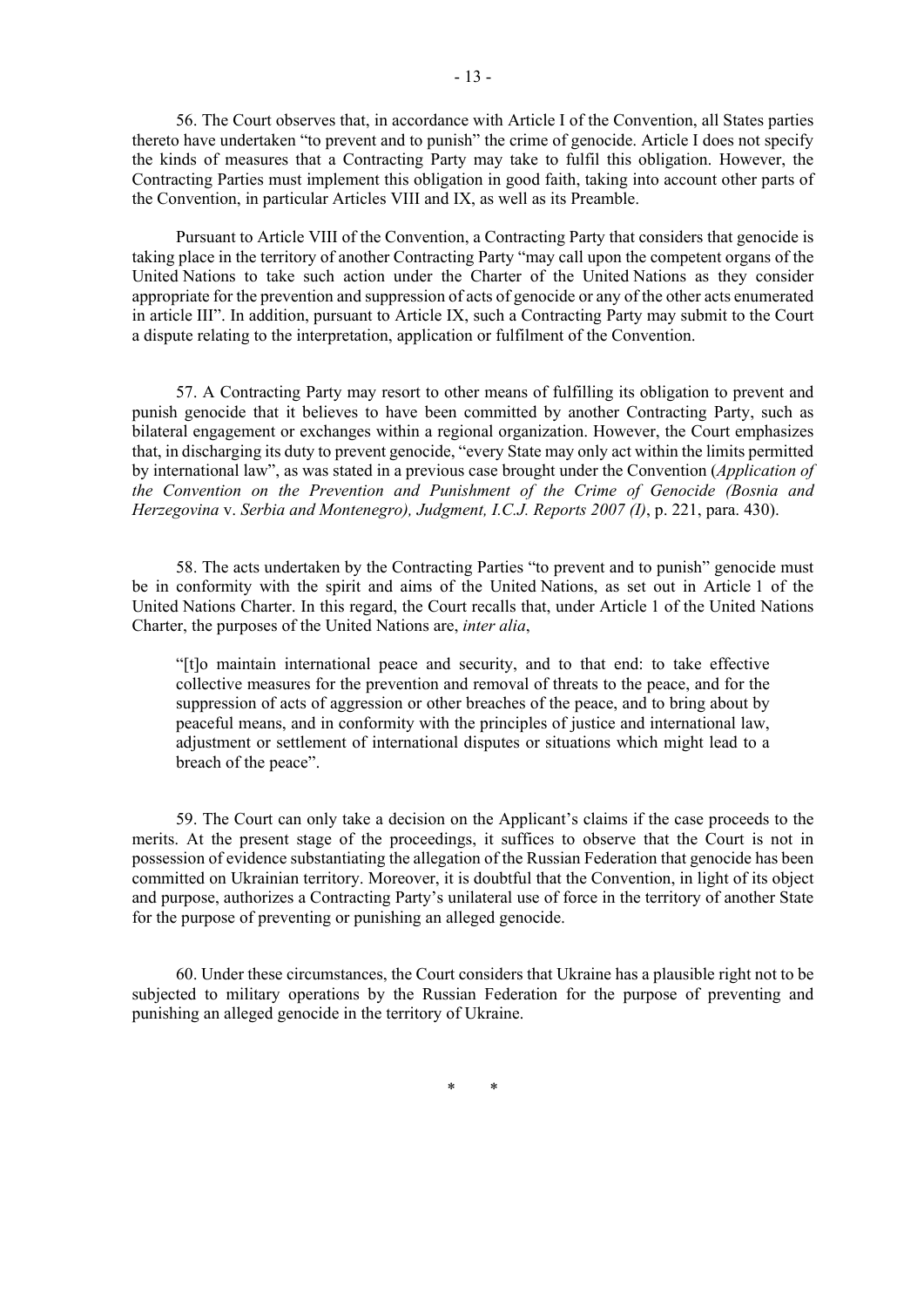56. The Court observes that, in accordance with Article I of the Convention, all States parties thereto have undertaken "to prevent and to punish" the crime of genocide. Article I does not specify the kinds of measures that a Contracting Party may take to fulfil this obligation. However, the Contracting Parties must implement this obligation in good faith, taking into account other parts of the Convention, in particular Articles VIII and IX, as well as its Preamble.

Pursuant to Article VIII of the Convention, a Contracting Party that considers that genocide is taking place in the territory of another Contracting Party "may call upon the competent organs of the United Nations to take such action under the Charter of the United Nations as they consider appropriate for the prevention and suppression of acts of genocide or any of the other acts enumerated in article III". In addition, pursuant to Article IX, such a Contracting Party may submit to the Court a dispute relating to the interpretation, application or fulfilment of the Convention.

57. A Contracting Party may resort to other means of fulfilling its obligation to prevent and punish genocide that it believes to have been committed by another Contracting Party, such as bilateral engagement or exchanges within a regional organization. However, the Court emphasizes that, in discharging its duty to prevent genocide, "every State may only act within the limits permitted by international law", as was stated in a previous case brought under the Convention (*Application of the Convention on the Prevention and Punishment of the Crime of Genocide (Bosnia and Herzegovina* v. *Serbia and Montenegro), Judgment, I.C.J. Reports 2007 (I)*, p. 221, para. 430).

58. The acts undertaken by the Contracting Parties "to prevent and to punish" genocide must be in conformity with the spirit and aims of the United Nations, as set out in Article 1 of the United Nations Charter. In this regard, the Court recalls that, under Article 1 of the United Nations Charter, the purposes of the United Nations are, *inter alia*,

> "[t]o maintain international peace and security, and to that end: to take effective collective measures for the prevention and removal of threats to the peace, and for the suppression of acts of aggression or other breaches of the peace, and to bring about by peaceful means, and in conformity with the principles of justice and international law, adjustment or settlement of international disputes or situations which might lead to a breach of the peace".

59. The Court can only take a decision on the Applicant's claims if the case proceeds to the merits. At the present stage of the proceedings, it suffices to observe that the Court is not in possession of evidence substantiating the allegation of the Russian Federation that genocide has been committed on Ukrainian territory. Moreover, it is doubtful that the Convention, in light of its object and purpose, authorizes a Contracting Party's unilateral use of force in the territory of another State for the purpose of preventing or punishing an alleged genocide.

60. Under these circumstances, the Court considers that Ukraine has a plausible right not to be subjected to military operations by the Russian Federation for the purpose of preventing and punishing an alleged genocide in the territory of Ukraine.

\* \*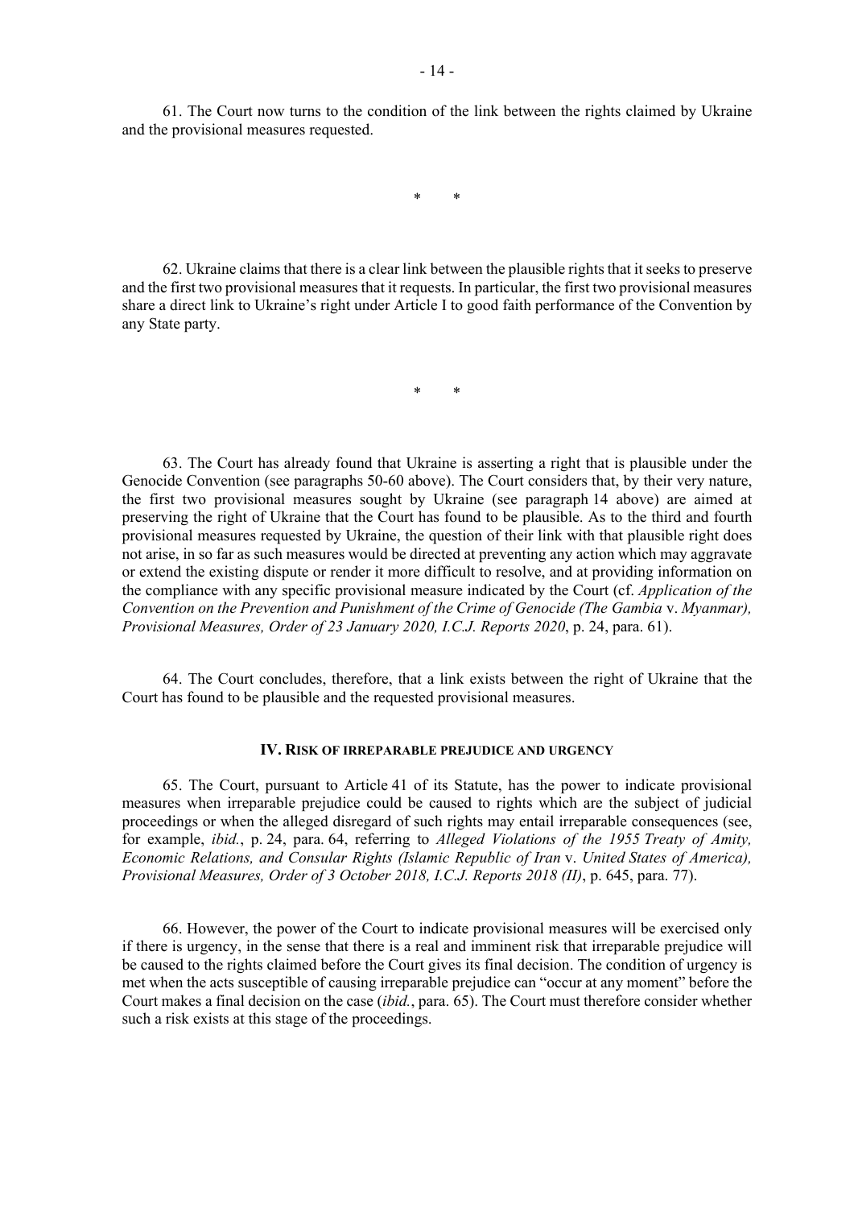61. The Court now turns to the condition of the link between the rights claimed by Ukraine and the provisional measures requested.

\* \*

62. Ukraine claims that there is a clear link between the plausible rights that it seeks to preserve and the first two provisional measures that it requests. In particular, the first two provisional measures share a direct link to Ukraine's right under Article I to good faith performance of the Convention by any State party.

\* \*

63. The Court has already found that Ukraine is asserting a right that is plausible under the Genocide Convention (see paragraphs 50-60 above). The Court considers that, by their very nature, the first two provisional measures sought by Ukraine (see paragraph 14 above) are aimed at preserving the right of Ukraine that the Court has found to be plausible. As to the third and fourth provisional measures requested by Ukraine, the question of their link with that plausible right does not arise, in so far as such measures would be directed at preventing any action which may aggravate or extend the existing dispute or render it more difficult to resolve, and at providing information on the compliance with any specific provisional measure indicated by the Court (cf. *Application of the Convention on the Prevention and Punishment of the Crime of Genocide (The Gambia* v. *Myanmar), Provisional Measures, Order of 23 January 2020, I.C.J. Reports 2020*, p. 24, para. 61).

64. The Court concludes, therefore, that a link exists between the right of Ukraine that the Court has found to be plausible and the requested provisional measures.

## IV. RISK OF IRREPARABLE PREJUDICE AND URGENCY

65. The Court, pursuant to Article 41 of its Statute, has the power to indicate provisional measures when irreparable prejudice could be caused to rights which are the subject of judicial proceedings or when the alleged disregard of such rights may entail irreparable consequences (see, for example, *ibid.*, p. 24, para. 64, referring to *Alleged Violations of the 1955 Treaty of Amity, Economic Relations, and Consular Rights (Islamic Republic of Iran* v. *United States of America), Provisional Measures, Order of 3 October 2018, I.C.J. Reports 2018 (II)*, p. 645, para. 77).

66. However, the power of the Court to indicate provisional measures will be exercised only if there is urgency, in the sense that there is a real and imminent risk that irreparable prejudice will be caused to the rights claimed before the Court gives its final decision. The condition of urgency is met when the acts susceptible of causing irreparable prejudice can "occur at any moment" before the Court makes a final decision on the case (*ibid.*, para. 65). The Court must therefore consider whether such a risk exists at this stage of the proceedings.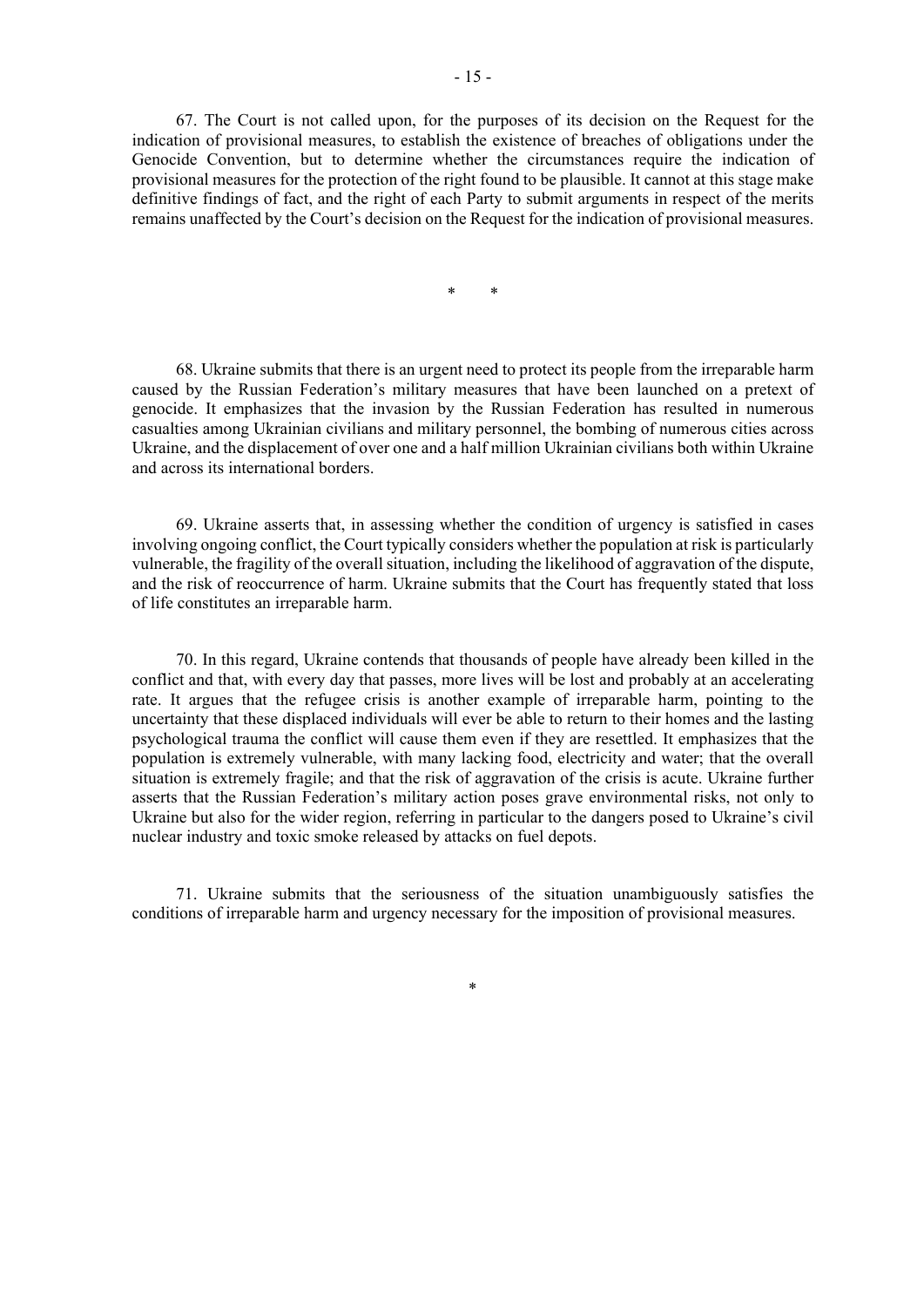67. The Court is not called upon, for the purposes of its decision on the Request for the indication of provisional measures, to establish the existence of breaches of obligations under the Genocide Convention, but to determine whether the circumstances require the indication of provisional measures for the protection of the right found to be plausible. It cannot at this stage make definitive findings of fact, and the right of each Party to submit arguments in respect of the merits remains unaffected by the Court's decision on the Request for the indication of provisional measures.

\* \*

68. Ukraine submits that there is an urgent need to protect its people from the irreparable harm caused by the Russian Federation's military measures that have been launched on a pretext of genocide. It emphasizes that the invasion by the Russian Federation has resulted in numerous casualties among Ukrainian civilians and military personnel, the bombing of numerous cities across Ukraine, and the displacement of over one and a half million Ukrainian civilians both within Ukraine and across its international borders.

69. Ukraine asserts that, in assessing whether the condition of urgency is satisfied in cases involving ongoing conflict, the Court typically considers whether the population at risk is particularly vulnerable, the fragility of the overall situation, including the likelihood of aggravation of the dispute, and the risk of reoccurrence of harm. Ukraine submits that the Court has frequently stated that loss of life constitutes an irreparable harm.

70. In this regard, Ukraine contends that thousands of people have already been killed in the conflict and that, with every day that passes, more lives will be lost and probably at an accelerating rate. It argues that the refugee crisis is another example of irreparable harm, pointing to the uncertainty that these displaced individuals will ever be able to return to their homes and the lasting psychological trauma the conflict will cause them even if they are resettled. It emphasizes that the population is extremely vulnerable, with many lacking food, electricity and water; that the overall situation is extremely fragile; and that the risk of aggravation of the crisis is acute. Ukraine further asserts that the Russian Federation's military action poses grave environmental risks, not only to Ukraine but also for the wider region, referring in particular to the dangers posed to Ukraine's civil nuclear industry and toxic smoke released by attacks on fuel depots.

71. Ukraine submits that the seriousness of the situation unambiguously satisfies the conditions of irreparable harm and urgency necessary for the imposition of provisional measures.

\*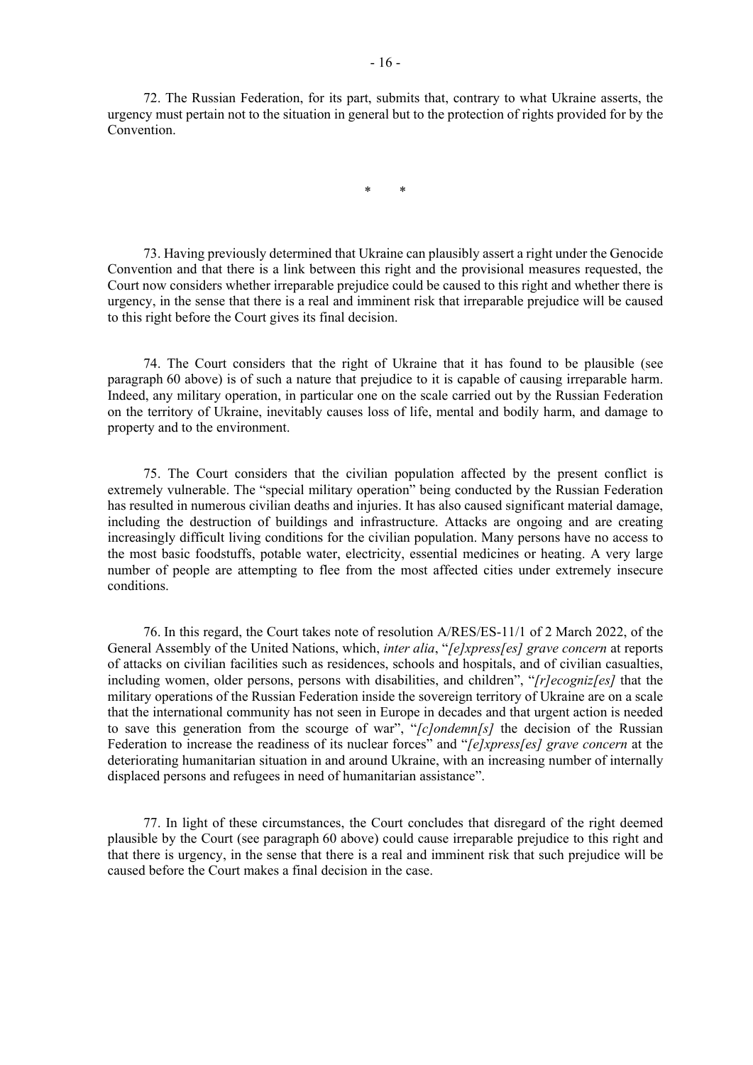72. The Russian Federation, for its part, submits that, contrary to what Ukraine asserts, the urgency must pertain not to the situation in general but to the protection of rights provided for by the Convention.

\* \*

73. Having previously determined that Ukraine can plausibly assert a right under the Genocide Convention and that there is a link between this right and the provisional measures requested, the Court now considers whether irreparable prejudice could be caused to this right and whether there is urgency, in the sense that there is a real and imminent risk that irreparable prejudice will be caused to this right before the Court gives its final decision.

74. The Court considers that the right of Ukraine that it has found to be plausible (see paragraph 60 above) is of such a nature that prejudice to it is capable of causing irreparable harm. Indeed, any military operation, in particular one on the scale carried out by the Russian Federation on the territory of Ukraine, inevitably causes loss of life, mental and bodily harm, and damage to property and to the environment.

75. The Court considers that the civilian population affected by the present conflict is extremely vulnerable. The "special military operation" being conducted by the Russian Federation has resulted in numerous civilian deaths and injuries. It has also caused significant material damage, including the destruction of buildings and infrastructure. Attacks are ongoing and are creating increasingly difficult living conditions for the civilian population. Many persons have no access to the most basic foodstuffs, potable water, electricity, essential medicines or heating. A very large number of people are attempting to flee from the most affected cities under extremely insecure conditions.

76. In this regard, the Court takes note of resolution A/RES/ES-11/1 of 2 March 2022, of the General Assembly of the United Nations, which, *inter alia*, "*[e]xpress[es] grave concern* at reports of attacks on civilian facilities such as residences, schools and hospitals, and of civilian casualties, including women, older persons, persons with disabilities, and children", "*[r]ecogniz[es]* that the military operations of the Russian Federation inside the sovereign territory of Ukraine are on a scale that the international community has not seen in Europe in decades and that urgent action is needed to save this generation from the scourge of war", "*[c]ondemn[s]* the decision of the Russian Federation to increase the readiness of its nuclear forces" and "*[e]xpress[es] grave concern* at the deteriorating humanitarian situation in and around Ukraine, with an increasing number of internally displaced persons and refugees in need of humanitarian assistance".

77. In light of these circumstances, the Court concludes that disregard of the right deemed plausible by the Court (see paragraph 60 above) could cause irreparable prejudice to this right and that there is urgency, in the sense that there is a real and imminent risk that such prejudice will be caused before the Court makes a final decision in the case.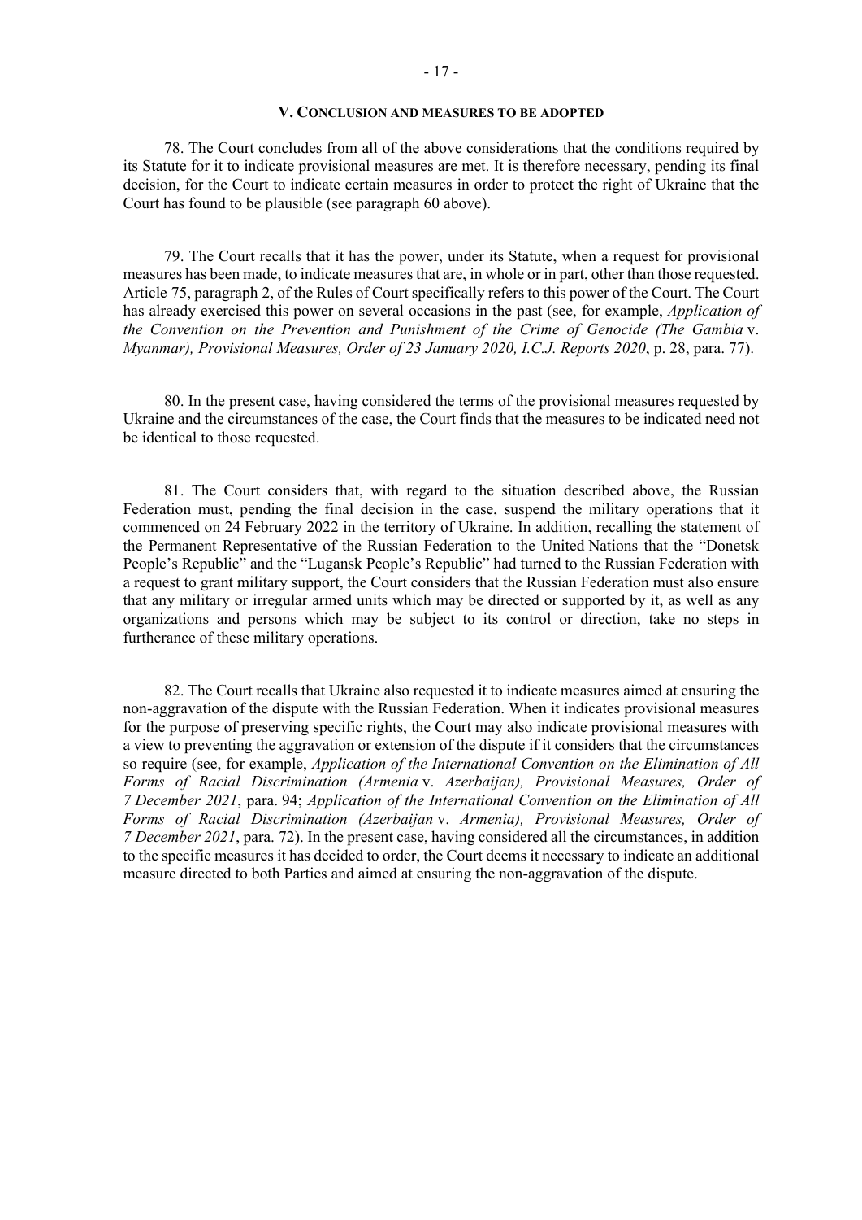## V. CONCLUSION AND MEASURES TO BE ADOPTED

78. The Court concludes from all of the above considerations that the conditions required by its Statute for it to indicate provisional measures are met. It is therefore necessary, pending its final decision, for the Court to indicate certain measures in order to protect the right of Ukraine that the Court has found to be plausible (see paragraph 60 above).

79. The Court recalls that it has the power, under its Statute, when a request for provisional measures has been made, to indicate measures that are, in whole or in part, other than those requested. Article 75, paragraph 2, of the Rules of Court specifically refers to this power of the Court. The Court has already exercised this power on several occasions in the past (see, for example, *Application of the Convention on the Prevention and Punishment of the Crime of Genocide (The Gambia* v. *Myanmar), Provisional Measures, Order of 23 January 2020, I.C.J. Reports 2020*, p. 28, para. 77).

80. In the present case, having considered the terms of the provisional measures requested by Ukraine and the circumstances of the case, the Court finds that the measures to be indicated need not be identical to those requested.

81. The Court considers that, with regard to the situation described above, the Russian Federation must, pending the final decision in the case, suspend the military operations that it commenced on 24 February 2022 in the territory of Ukraine. In addition, recalling the statement of the Permanent Representative of the Russian Federation to the United Nations that the "Donetsk People's Republic" and the "Lugansk People's Republic" had turned to the Russian Federation with a request to grant military support, the Court considers that the Russian Federation must also ensure that any military or irregular armed units which may be directed or supported by it, as well as any organizations and persons which may be subject to its control or direction, take no steps in furtherance of these military operations.

82. The Court recalls that Ukraine also requested it to indicate measures aimed at ensuring the non-aggravation of the dispute with the Russian Federation. When it indicates provisional measures for the purpose of preserving specific rights, the Court may also indicate provisional measures with a view to preventing the aggravation or extension of the dispute if it considers that the circumstances so require (see, for example, *Application of the International Convention on the Elimination of All Forms of Racial Discrimination (Armenia* v. *Azerbaijan), Provisional Measures, Order of 7 December 2021*, para. 94; *Application of the International Convention on the Elimination of All Forms of Racial Discrimination (Azerbaijan* v. *Armenia), Provisional Measures, Order of 7 December 2021*, para. 72). In the present case, having considered all the circumstances, in addition to the specific measures it has decided to order, the Court deems it necessary to indicate an additional measure directed to both Parties and aimed at ensuring the non-aggravation of the dispute.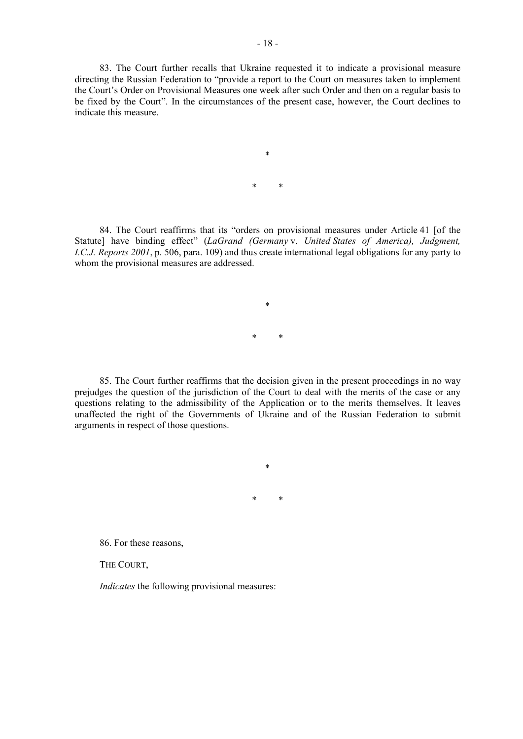83. The Court further recalls that Ukraine requested it to indicate a provisional measure directing the Russian Federation to "provide a report to the Court on measures taken to implement the Court's Order on Provisional Measures one week after such Order and then on a regular basis to be fixed by the Court". In the circumstances of the present case, however, the Court declines to indicate this measure.

\*

\* \*

84. The Court reaffirms that its "orders on provisional measures under Article 41 [of the Statute] have binding effect" (*LaGrand (Germany* v. *United States of America), Judgment, I.C.J. Reports 2001*, p. 506, para. 109) and thus create international legal obligations for any party to whom the provisional measures are addressed.

\*

\* \*

85. The Court further reaffirms that the decision given in the present proceedings in no way prejudges the question of the jurisdiction of the Court to deal with the merits of the case or any questions relating to the admissibility of the Application or to the merits themselves. It leaves unaffected the right of the Governments of Ukraine and of the Russian Federation to submit arguments in respect of those questions.

\*

\* \*

86. For these reasons,

THE COURT,

*Indicates* the following provisional measures: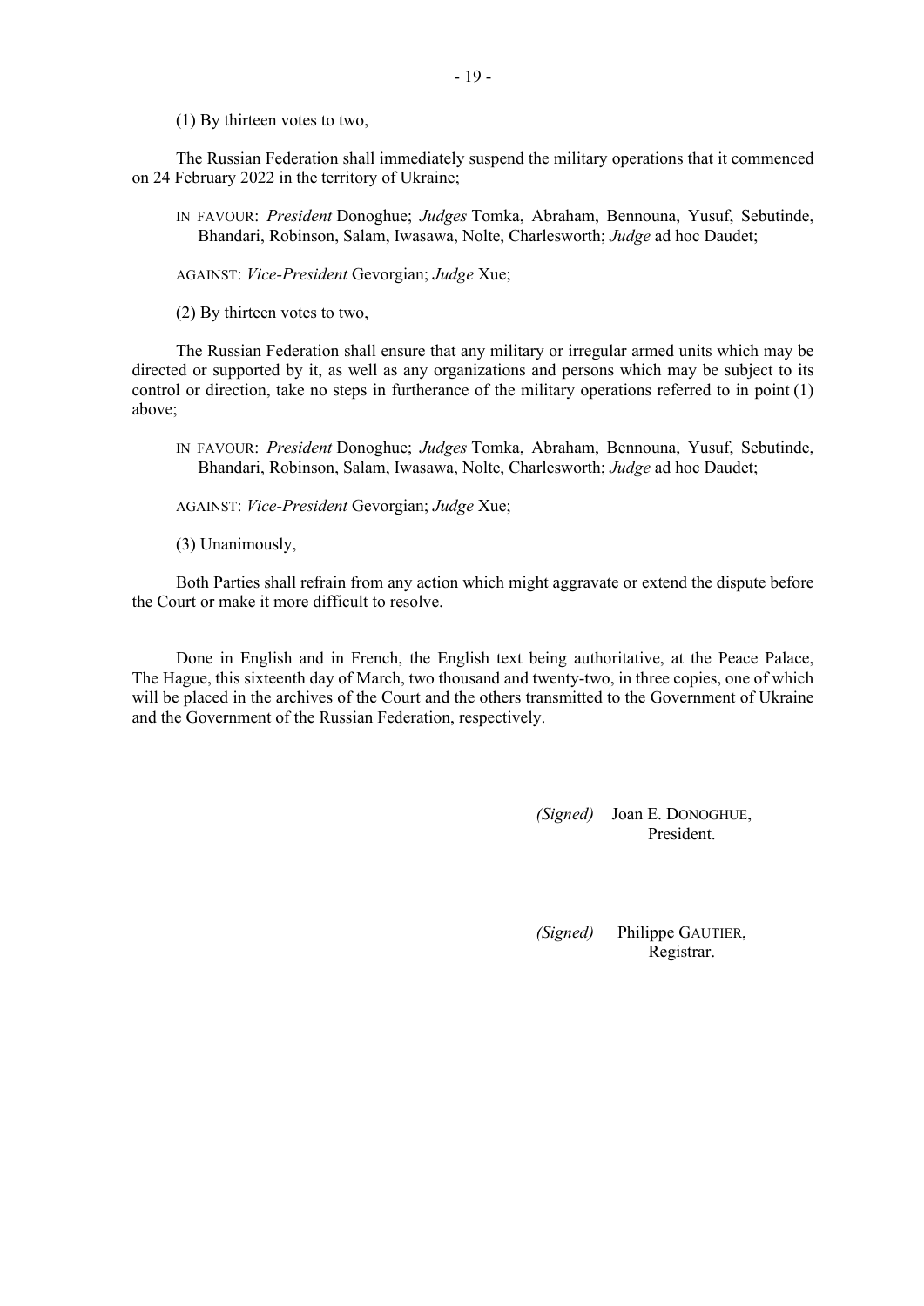(1) By thirteen votes to two,

The Russian Federation shall immediately suspend the military operations that it commenced on 24 February 2022 in the territory of Ukraine;

IN FAVOUR: *President* Donoghue; *Judges* Tomka, Abraham, Bennouna, Yusuf, Sebutinde, Bhandari, Robinson, Salam, Iwasawa, Nolte, Charlesworth; *Judge* ad hoc Daudet;

AGAINST: *Vice-President* Gevorgian; *Judge* Xue;

(2) By thirteen votes to two,

The Russian Federation shall ensure that any military or irregular armed units which may be directed or supported by it, as well as any organizations and persons which may be subject to its control or direction, take no steps in furtherance of the military operations referred to in point (1) above;

IN FAVOUR: *President* Donoghue; *Judges* Tomka, Abraham, Bennouna, Yusuf, Sebutinde, Bhandari, Robinson, Salam, Iwasawa, Nolte, Charlesworth; *Judge* ad hoc Daudet;

AGAINST: *Vice-President* Gevorgian; *Judge* Xue;

(3) Unanimously,

Both Parties shall refrain from any action which might aggravate or extend the dispute before the Court or make it more difficult to resolve.

Done in English and in French, the English text being authoritative, at the Peace Palace, The Hague, this sixteenth day of March, two thousand and twenty-two, in three copies, one of which will be placed in the archives of the Court and the others transmitted to the Government of Ukraine and the Government of the Russian Federation, respectively.

*(Signed)* Joan E. DONOGHUE,
President.

*(Signed)* Philippe GAUTIER,
Registrar.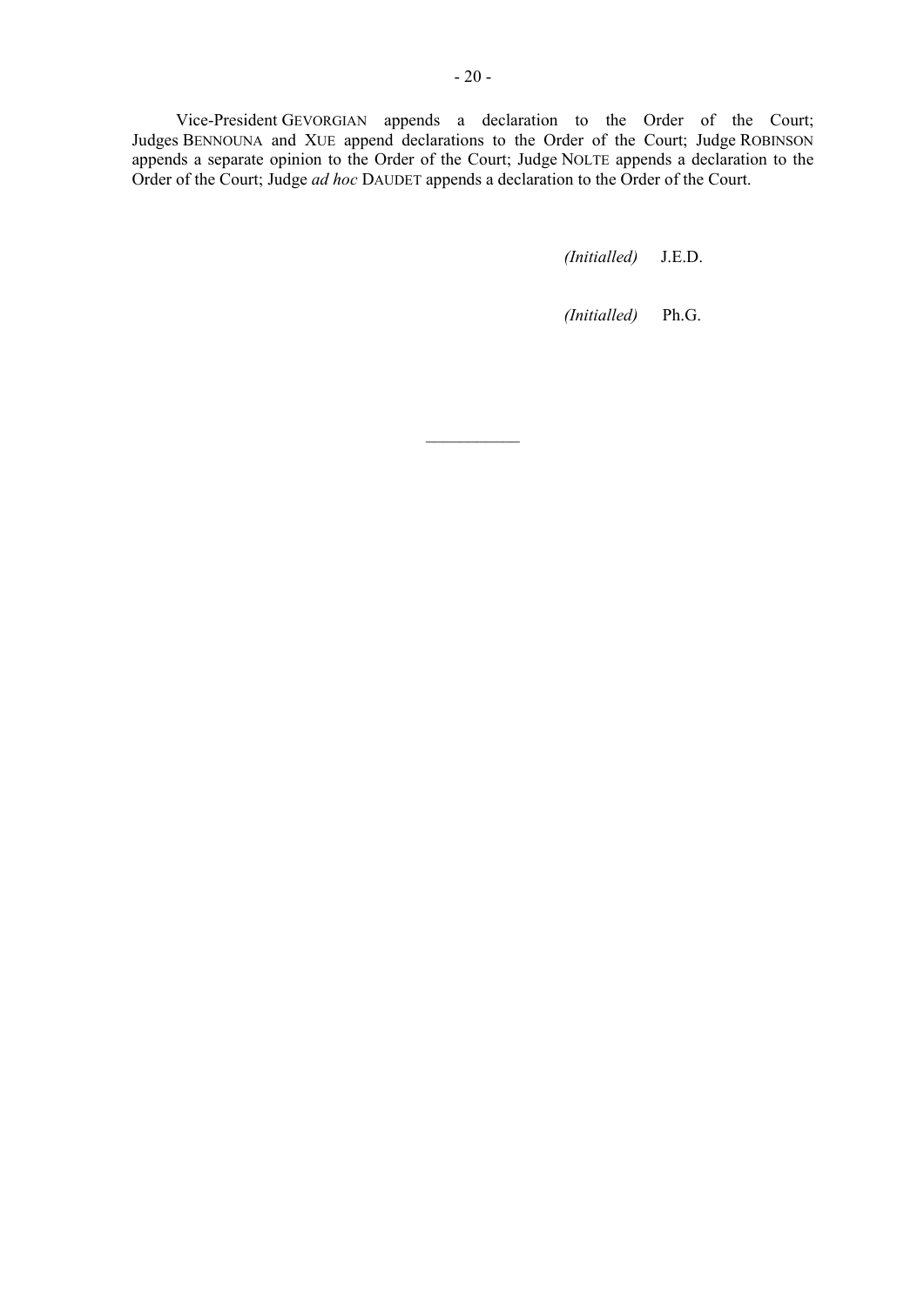Vice-President GEVORGIAN appends a declaration to the Order of the Court; Judges BENNOUNA and XUE append declarations to the Order of the Court; Judge ROBINSON appends a separate opinion to the Order of the Court; Judge NOLTE appends a declaration to the Order of the Court; Judge *ad hoc* DAUDET appends a declaration to the Order of the Court.

*(Initialled)* J.E.D.

*(Initialled)* Ph.G.

___________